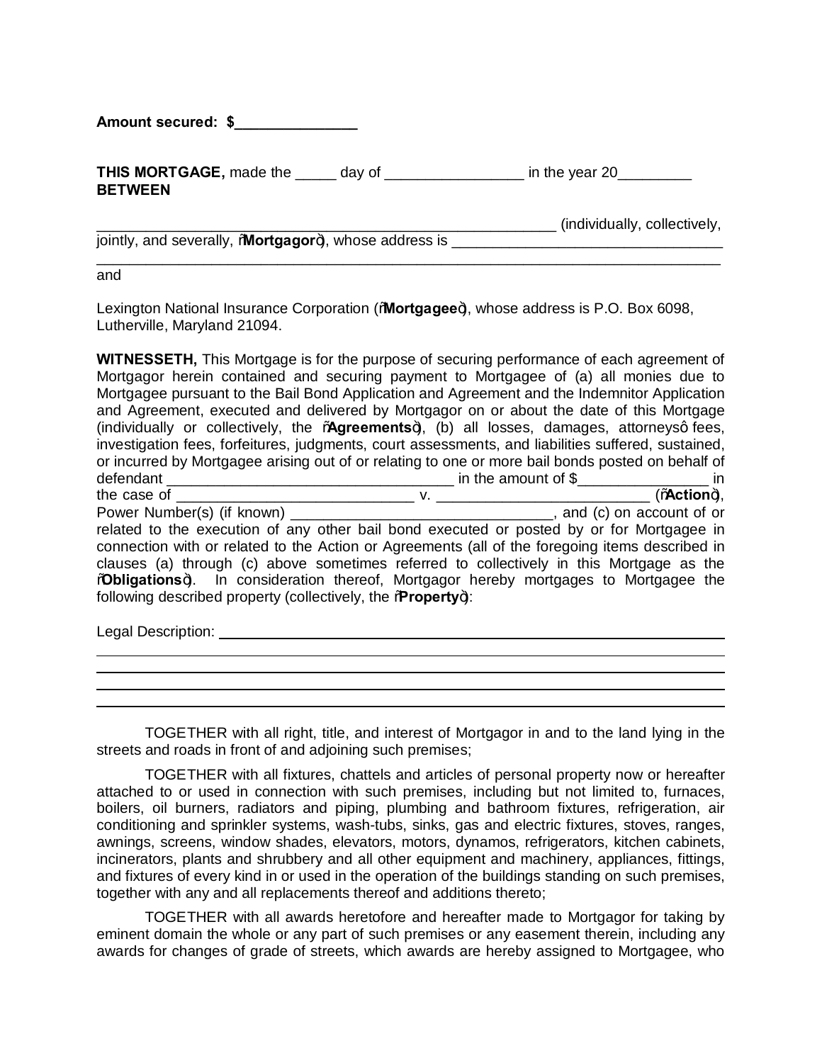**Amount secured: $_______________**

**THIS MORTGAGE,** made the _____ day of _________________ in the year 20_________
**BETWEEN**

__________________________________________________________ (individually, collectively, jointly, and severally, "**Mortgagor**"), whose address is __________________________________
_______________________________________________________________________________
and

Lexington National Insurance Corporation ("**Mortgagee**"), whose address is P.O. Box 6098, Lutherville, Maryland 21094.

**WITNESSETH,** This Mortgage is for the purpose of securing performance of each agreement of Mortgagor herein contained and securing payment to Mortgagee of (a) all monies due to Mortgagee pursuant to the Bail Bond Application and Agreement and the Indemnitor Application and Agreement, executed and delivered by Mortgagor on or about the date of this Mortgage (individually or collectively, the "**Agreements**"), (b) all losses, damages, attorneys' fees, investigation fees, forfeitures, judgments, court assessments, and liabilities suffered, sustained, or incurred by Mortgagee arising out of or relating to one or more bail bonds posted on behalf of defendant ___________________________________ in the amount of $________________ in the case of ______________________________ v. __________________________ ("**Action**"), Power Number(s) (if known) _________________________________, and (c) on account of or related to the execution of any other bail bond executed or posted by or for Mortgagee in connection with or related to the Action or Agreements (all of the foregoing items described in clauses (a) through (c) above sometimes referred to collectively in this Mortgage as the "**Obligations**"). In consideration thereof, Mortgagor hereby mortgages to Mortgagee the following described property (collectively, the "**Property**"):

Legal Description: ____________________________________________________________
_______________________________________________________________________________
_______________________________________________________________________________
_______________________________________________________________________________
_______________________________________________________________________________

TOGETHER with all right, title, and interest of Mortgagor in and to the land lying in the streets and roads in front of and adjoining such premises;

TOGETHER with all fixtures, chattels and articles of personal property now or hereafter attached to or used in connection with such premises, including but not limited to, furnaces, boilers, oil burners, radiators and piping, plumbing and bathroom fixtures, refrigeration, air conditioning and sprinkler systems, wash-tubs, sinks, gas and electric fixtures, stoves, ranges, awnings, screens, window shades, elevators, motors, dynamos, refrigerators, kitchen cabinets, incinerators, plants and shrubbery and all other equipment and machinery, appliances, fittings, and fixtures of every kind in or used in the operation of the buildings standing on such premises, together with any and all replacements thereof and additions thereto;

TOGETHER with all awards heretofore and hereafter made to Mortgagor for taking by eminent domain the whole or any part of such premises or any easement therein, including any awards for changes of grade of streets, which awards are hereby assigned to Mortgagee, who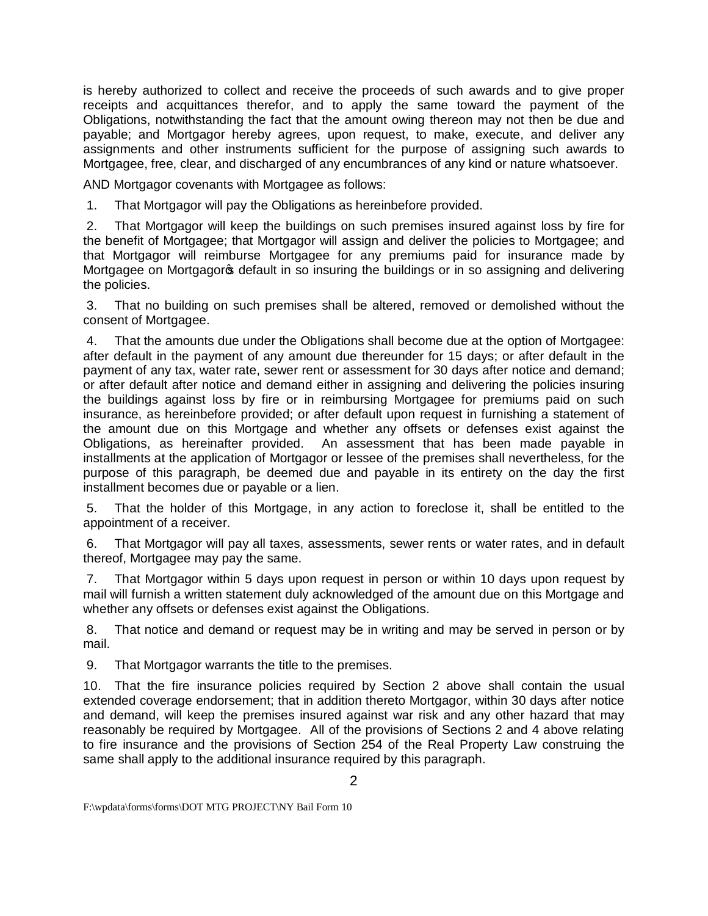is hereby authorized to collect and receive the proceeds of such awards and to give proper receipts and acquittances therefor, and to apply the same toward the payment of the Obligations, notwithstanding the fact that the amount owing thereon may not then be due and payable; and Mortgagor hereby agrees, upon request, to make, execute, and deliver any assignments and other instruments sufficient for the purpose of assigning such awards to Mortgagee, free, clear, and discharged of any encumbrances of any kind or nature whatsoever.

AND Mortgagor covenants with Mortgagee as follows:

1. That Mortgagor will pay the Obligations as hereinbefore provided.

2. That Mortgagor will keep the buildings on such premises insured against loss by fire for the benefit of Mortgagee; that Mortgagor will assign and deliver the policies to Mortgagee; and that Mortgagor will reimburse Mortgagee for any premiums paid for insurance made by Mortgagee on Mortgagor's default in so insuring the buildings or in so assigning and delivering the policies.

3. That no building on such premises shall be altered, removed or demolished without the consent of Mortgagee.

4. That the amounts due under the Obligations shall become due at the option of Mortgagee: after default in the payment of any amount due thereunder for 15 days; or after default in the payment of any tax, water rate, sewer rent or assessment for 30 days after notice and demand; or after default after notice and demand either in assigning and delivering the policies insuring the buildings against loss by fire or in reimbursing Mortgagee for premiums paid on such insurance, as hereinbefore provided; or after default upon request in furnishing a statement of the amount due on this Mortgage and whether any offsets or defenses exist against the Obligations, as hereinafter provided. An assessment that has been made payable in installments at the application of Mortgagor or lessee of the premises shall nevertheless, for the purpose of this paragraph, be deemed due and payable in its entirety on the day the first installment becomes due or payable or a lien.

5. That the holder of this Mortgage, in any action to foreclose it, shall be entitled to the appointment of a receiver.

6. That Mortgagor will pay all taxes, assessments, sewer rents or water rates, and in default thereof, Mortgagee may pay the same.

7. That Mortgagor within 5 days upon request in person or within 10 days upon request by mail will furnish a written statement duly acknowledged of the amount due on this Mortgage and whether any offsets or defenses exist against the Obligations.

8. That notice and demand or request may be in writing and may be served in person or by mail.

9. That Mortgagor warrants the title to the premises.

10. That the fire insurance policies required by Section 2 above shall contain the usual extended coverage endorsement; that in addition thereto Mortgagor, within 30 days after notice and demand, will keep the premises insured against war risk and any other hazard that may reasonably be required by Mortgagee. All of the provisions of Sections 2 and 4 above relating to fire insurance and the provisions of Section 254 of the Real Property Law construing the same shall apply to the additional insurance required by this paragraph.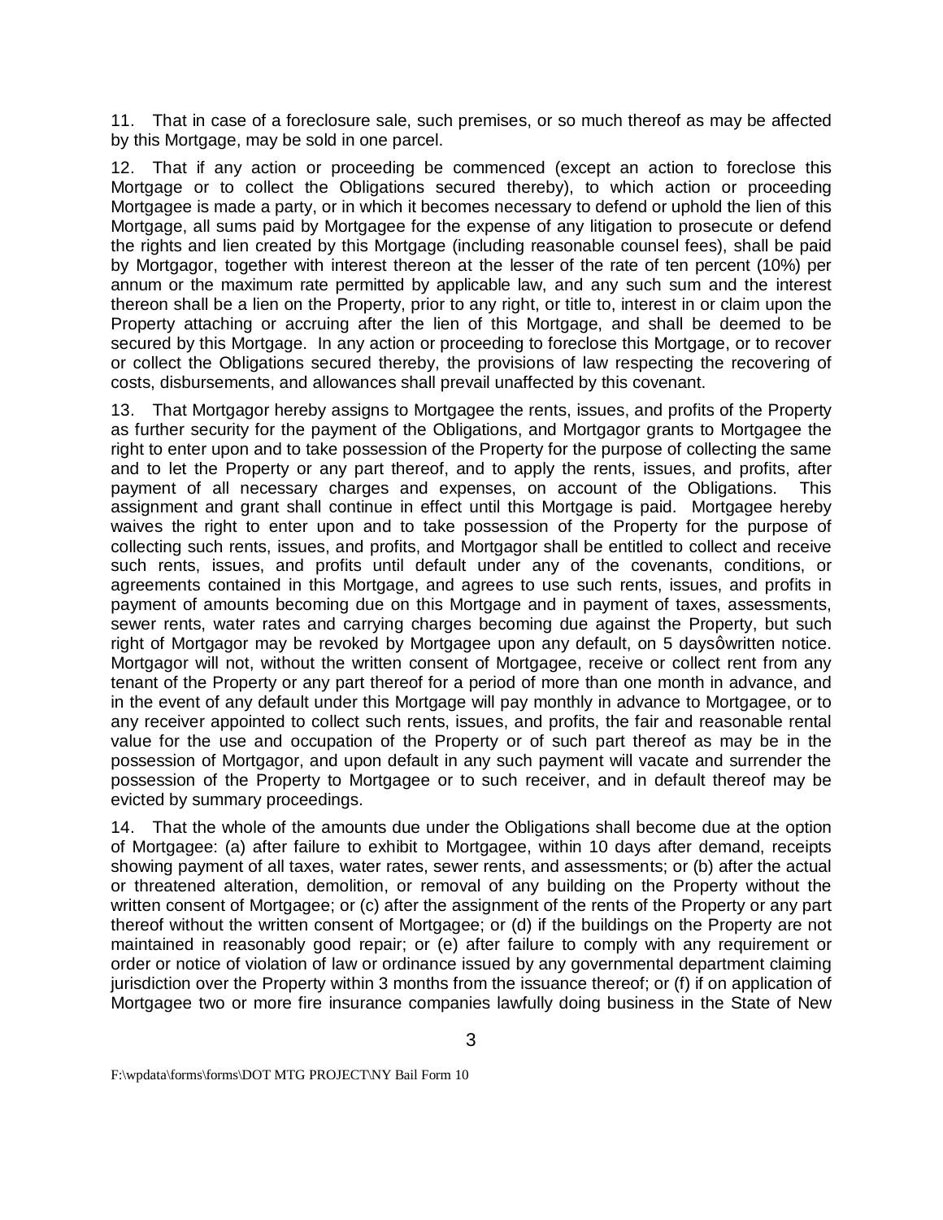11. That in case of a foreclosure sale, such premises, or so much thereof as may be affected by this Mortgage, may be sold in one parcel.

12. That if any action or proceeding be commenced (except an action to foreclose this Mortgage or to collect the Obligations secured thereby), to which action or proceeding Mortgagee is made a party, or in which it becomes necessary to defend or uphold the lien of this Mortgage, all sums paid by Mortgagee for the expense of any litigation to prosecute or defend the rights and lien created by this Mortgage (including reasonable counsel fees), shall be paid by Mortgagor, together with interest thereon at the lesser of the rate of ten percent (10%) per annum or the maximum rate permitted by applicable law, and any such sum and the interest thereon shall be a lien on the Property, prior to any right, or title to, interest in or claim upon the Property attaching or accruing after the lien of this Mortgage, and shall be deemed to be secured by this Mortgage. In any action or proceeding to foreclose this Mortgage, or to recover or collect the Obligations secured thereby, the provisions of law respecting the recovering of costs, disbursements, and allowances shall prevail unaffected by this covenant.

13. That Mortgagor hereby assigns to Mortgagee the rents, issues, and profits of the Property as further security for the payment of the Obligations, and Mortgagor grants to Mortgagee the right to enter upon and to take possession of the Property for the purpose of collecting the same and to let the Property or any part thereof, and to apply the rents, issues, and profits, after payment of all necessary charges and expenses, on account of the Obligations. This assignment and grant shall continue in effect until this Mortgage is paid. Mortgagee hereby waives the right to enter upon and to take possession of the Property for the purpose of collecting such rents, issues, and profits, and Mortgagor shall be entitled to collect and receive such rents, issues, and profits until default under any of the covenants, conditions, or agreements contained in this Mortgage, and agrees to use such rents, issues, and profits in payment of amounts becoming due on this Mortgage and in payment of taxes, assessments, sewer rents, water rates and carrying charges becoming due against the Property, but such right of Mortgagor may be revoked by Mortgagee upon any default, on 5 daysôwritten notice. Mortgagor will not, without the written consent of Mortgagee, receive or collect rent from any tenant of the Property or any part thereof for a period of more than one month in advance, and in the event of any default under this Mortgage will pay monthly in advance to Mortgagee, or to any receiver appointed to collect such rents, issues, and profits, the fair and reasonable rental value for the use and occupation of the Property or of such part thereof as may be in the possession of Mortgagor, and upon default in any such payment will vacate and surrender the possession of the Property to Mortgagee or to such receiver, and in default thereof may be evicted by summary proceedings.

14. That the whole of the amounts due under the Obligations shall become due at the option of Mortgagee: (a) after failure to exhibit to Mortgagee, within 10 days after demand, receipts showing payment of all taxes, water rates, sewer rents, and assessments; or (b) after the actual or threatened alteration, demolition, or removal of any building on the Property without the written consent of Mortgagee; or (c) after the assignment of the rents of the Property or any part thereof without the written consent of Mortgagee; or (d) if the buildings on the Property are not maintained in reasonably good repair; or (e) after failure to comply with any requirement or order or notice of violation of law or ordinance issued by any governmental department claiming jurisdiction over the Property within 3 months from the issuance thereof; or (f) if on application of Mortgagee two or more fire insurance companies lawfully doing business in the State of New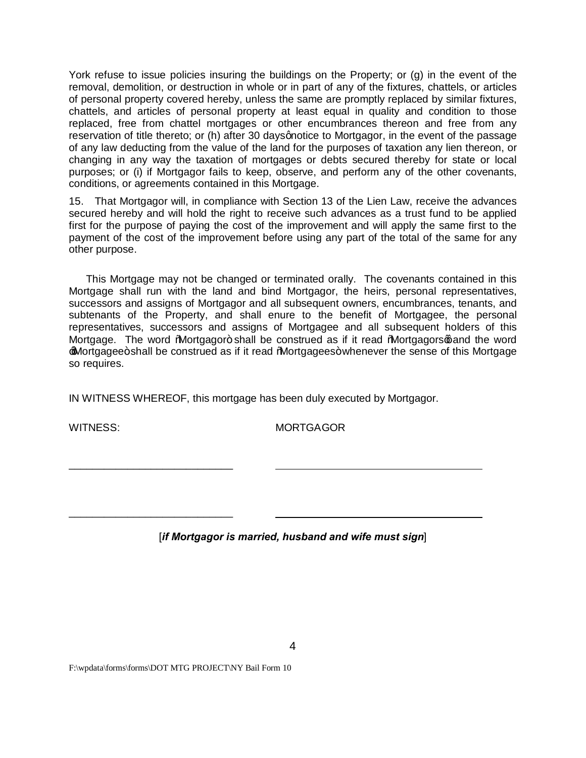York refuse to issue policies insuring the buildings on the Property; or (g) in the event of the removal, demolition, or destruction in whole or in part of any of the fixtures, chattels, or articles of personal property covered hereby, unless the same are promptly replaced by similar fixtures, chattels, and articles of personal property at least equal in quality and condition to those replaced, free from chattel mortgages or other encumbrances thereon and free from any reservation of title thereto; or (h) after 30 days' notice to Mortgagor, in the event of the passage of any law deducting from the value of the land for the purposes of taxation any lien thereon, or changing in any way the taxation of mortgages or debts secured thereby for state or local purposes; or (i) if Mortgagor fails to keep, observe, and perform any of the other covenants, conditions, or agreements contained in this Mortgage.

15. That Mortgagor will, in compliance with Section 13 of the Lien Law, receive the advances secured hereby and will hold the right to receive such advances as a trust fund to be applied first for the purpose of paying the cost of the improvement and will apply the same first to the payment of the cost of the improvement before using any part of the total of the same for any other purpose.

This Mortgage may not be changed or terminated orally. The covenants contained in this Mortgage shall run with the land and bind Mortgagor, the heirs, personal representatives, successors and assigns of Mortgagor and all subsequent owners, encumbrances, tenants, and subtenants of the Property, and shall enure to the benefit of Mortgagee, the personal representatives, successors and assigns of Mortgagee and all subsequent holders of this Mortgage. The word "Mortgagor" shall be construed as if it read "Mortgagors" and the word "Mortgagee" shall be construed as if it read "Mortgagees" whenever the sense of this Mortgage so requires.

IN WITNESS WHEREOF, this mortgage has been duly executed by Mortgagor.

WITNESS: MORTGAGOR

_____________________________ _____________________________________

_____________________________ _____________________________________

[***if Mortgagor is married, husband and wife must sign***]

F:\wpdata\forms\forms\DOT MTG PROJECT\NY Bail Form 10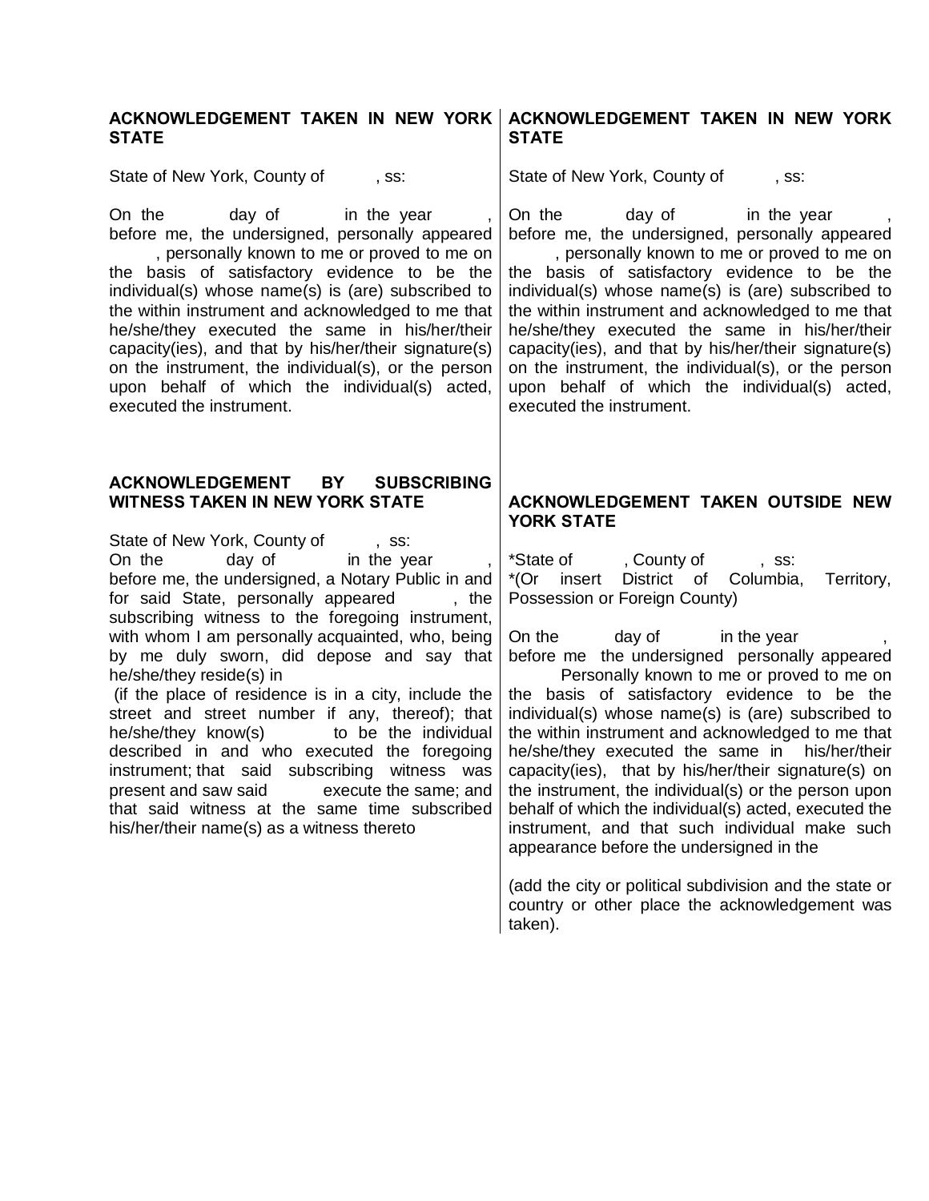**ACKNOWLEDGEMENT TAKEN IN NEW YORK STATE**

State of New York, County of , ss:

On the day of in the year , before me, the undersigned, personally appeared , personally known to me or proved to me on the basis of satisfactory evidence to be the individual(s) whose name(s) is (are) subscribed to the within instrument and acknowledged to me that he/she/they executed the same in his/her/their capacity(ies), and that by his/her/their signature(s) on the instrument, the individual(s), or the person upon behalf of which the individual(s) acted, executed the instrument.

**ACKNOWLEDGEMENT BY SUBSCRIBING WITNESS TAKEN IN NEW YORK STATE**

State of New York, County of , ss:
On the day of in the year , before me, the undersigned, a Notary Public in and for said State, personally appeared , the subscribing witness to the foregoing instrument, with whom I am personally acquainted, who, being by me duly sworn, did depose and say that he/she/they reside(s) in
(if the place of residence is in a city, include the street and street number if any, thereof); that he/she/they know(s) to be the individual described in and who executed the foregoing instrument; that said subscribing witness was present and saw said execute the same; and that said witness at the same time subscribed his/her/their name(s) as a witness thereto

**ACKNOWLEDGEMENT TAKEN IN NEW YORK STATE**

State of New York, County of , ss:

On the day of in the year , before me, the undersigned, personally appeared , personally known to me or proved to me on the basis of satisfactory evidence to be the individual(s) whose name(s) is (are) subscribed to the within instrument and acknowledged to me that he/she/they executed the same in his/her/their capacity(ies), and that by his/her/their signature(s) on the instrument, the individual(s), or the person upon behalf of which the individual(s) acted, executed the instrument.

**ACKNOWLEDGEMENT TAKEN OUTSIDE NEW YORK STATE**

*State of , County of , ss:
*(Or insert District of Columbia, Territory, Possession or Foreign County)

On the day of in the year , before me the undersigned personally appeared Personally known to me or proved to me on the basis of satisfactory evidence to be the individual(s) whose name(s) is (are) subscribed to the within instrument and acknowledged to me that he/she/they executed the same in his/her/their capacity(ies), that by his/her/their signature(s) on the instrument, the individual(s) or the person upon behalf of which the individual(s) acted, executed the instrument, and that such individual make such appearance before the undersigned in the

(add the city or political subdivision and the state or country or other place the acknowledgement was taken).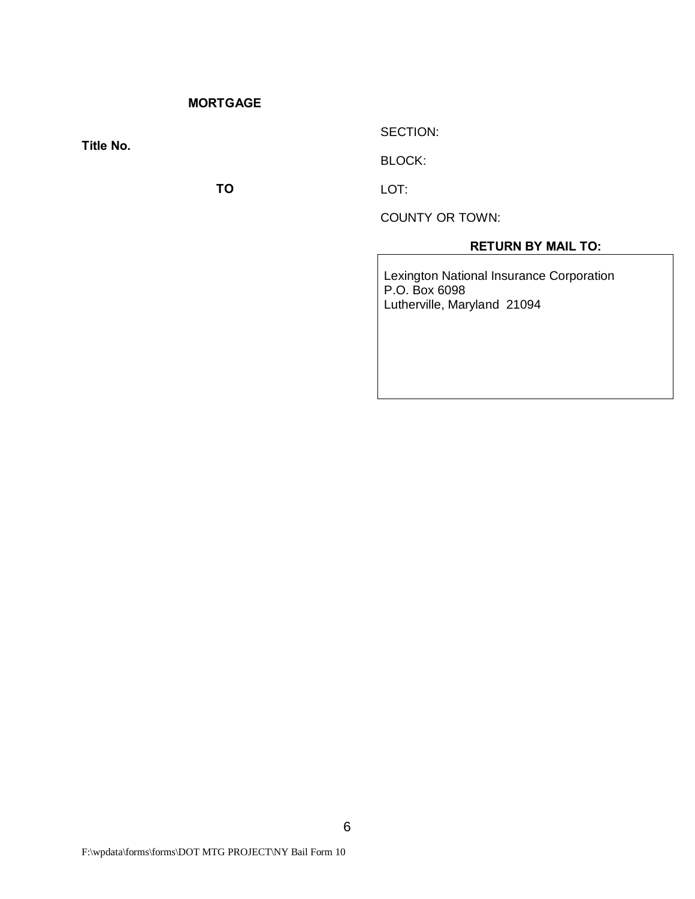**MORTGAGE**

**Title No.**

**TO**

SECTION:

BLOCK:

LOT:

COUNTY OR TOWN:

**RETURN BY MAIL TO:**

Lexington National Insurance Corporation
P.O. Box 6098
Lutherville, Maryland 21094

F:\wpdata\forms\forms\DOT MTG PROJECT\NY Bail Form 10